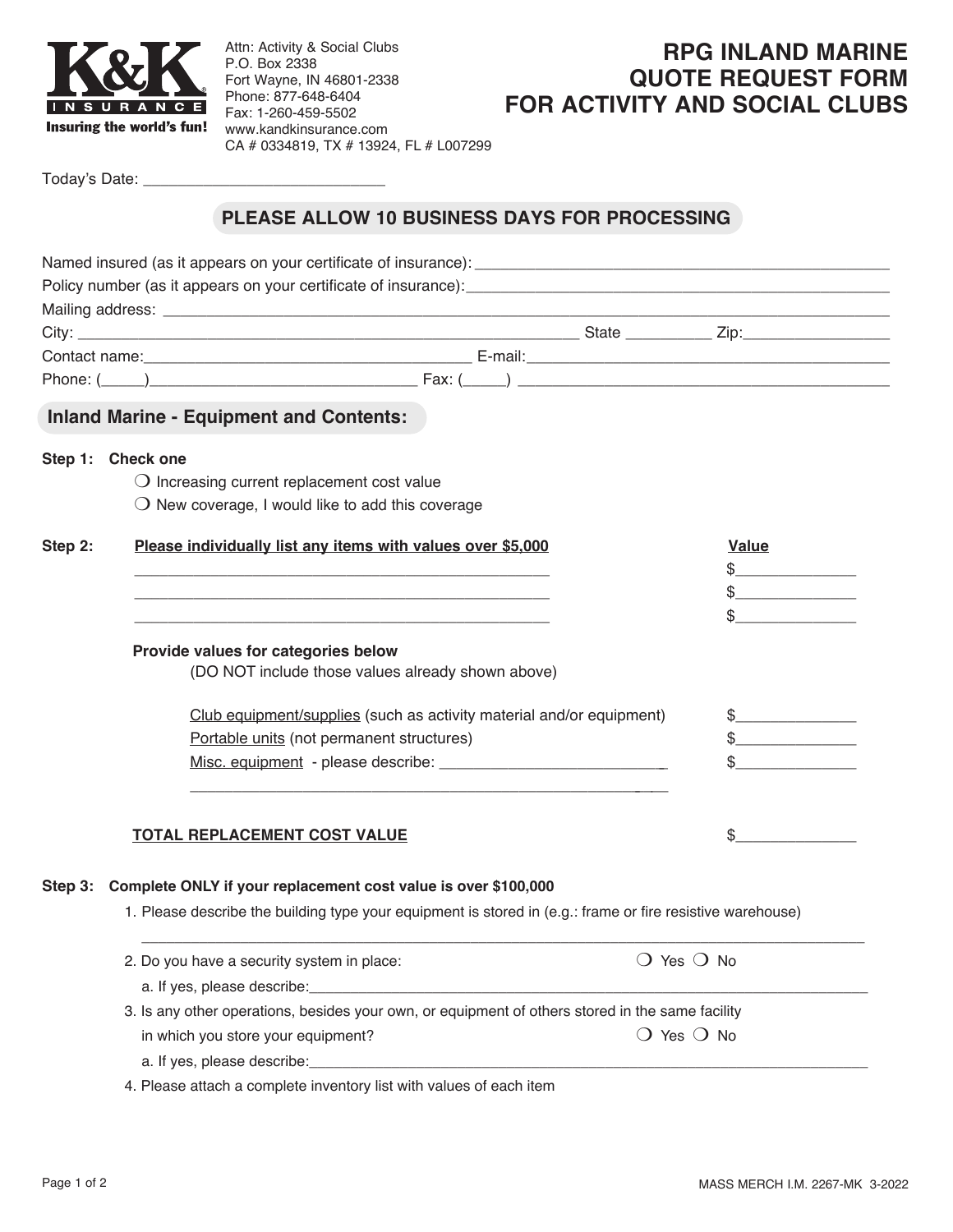K&K INSURANCE
Insuring the world's fun!

Attn: Activity & Social Clubs
P.O. Box 2338
Fort Wayne, IN 46801-2338
Phone: 877-648-6404
Fax: 1-260-459-5502
www.kandkinsurance.com
CA # 0334819, TX # 13924, FL # L007299

# RPG INLAND MARINE QUOTE REQUEST FORM FOR ACTIVITY AND SOCIAL CLUBS

Today's Date: ____________________________

## PLEASE ALLOW 10 BUSINESS DAYS FOR PROCESSING

Named insured (as it appears on your certificate of insurance): ____________________________________________

Policy number (as it appears on your certificate of insurance): ____________________________________________

Mailing address: ____________________________________________

City: ____________________________________________ State __________ Zip: ________________

Contact name: ____________________________________ E-mail: ____________________________________________

Phone: (_____)______________________________ Fax: (_____) ____________________________________________

## Inland Marine - Equipment and Contents:

**Step 1: Check one**

❍ Increasing current replacement cost value

❍ New coverage, I would like to add this coverage

**Step 2:** **Please individually list any items with values over $5,000** — **Value**

________________________________________________ $______________

________________________________________________ $______________

________________________________________________ $______________

**Provide values for categories below**
(DO NOT include those values already shown above)

Club equipment/supplies (such as activity material and/or equipment) $______________

Portable units (not permanent structures) $______________

Misc. equipment - please describe: ___________________________ $______________

________________________________________________________

**TOTAL REPLACEMENT COST VALUE** $______________

**Step 3: Complete ONLY if your replacement cost value is over $100,000**

1. Please describe the building type your equipment is stored in (e.g.: frame or fire resistive warehouse)

   ________________________________________________________________________________

2. Do you have a security system in place: ❍ Yes ❍ No

   a. If yes, please describe: ____________________________________________________________

3. Is any other operations, besides your own, or equipment of others stored in the same facility in which you store your equipment? ❍ Yes ❍ No

   a. If yes, please describe: ____________________________________________________________

4. Please attach a complete inventory list with values of each item

MASS MERCH I.M. 2267-MK 3-2022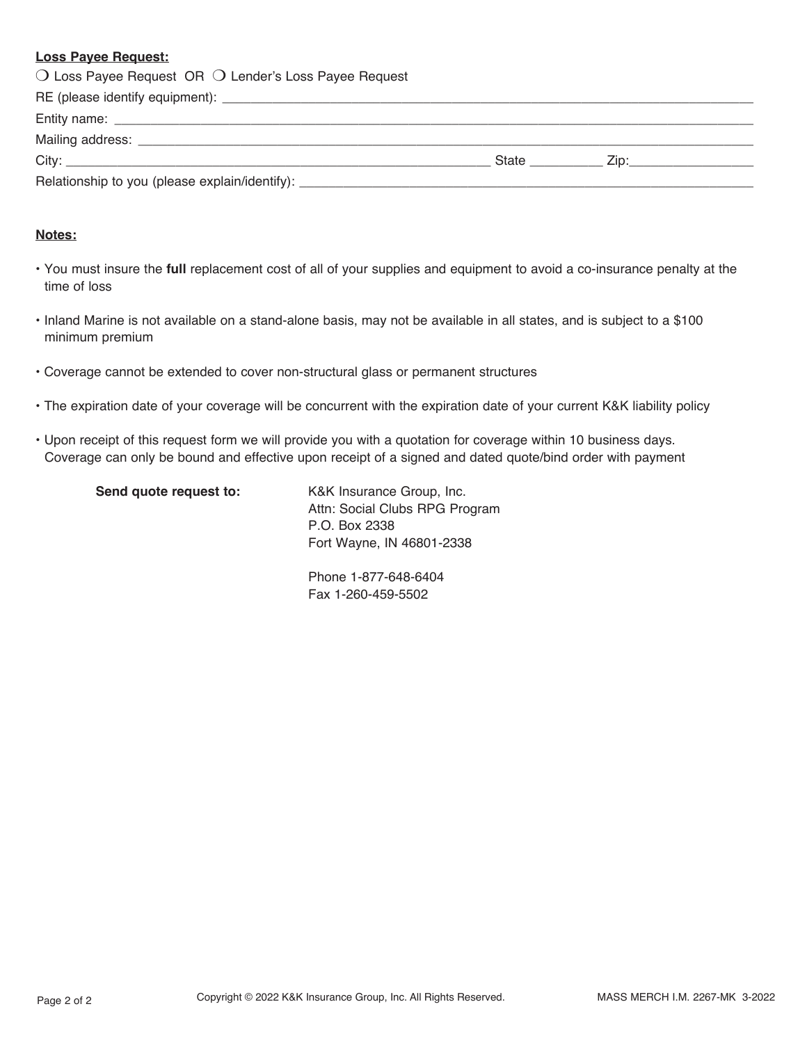**Loss Payee Request:**

❍ Loss Payee Request OR ❍ Lender's Loss Payee Request

RE (please identify equipment): ____________________________________________

Entity name: ____________________________________________

Mailing address: ____________________________________________

City: ______________________________ State __________ Zip: _________________

Relationship to you (please explain/identify): ____________________________________________

**Notes:**

- You must insure the **full** replacement cost of all of your supplies and equipment to avoid a co-insurance penalty at the time of loss
- Inland Marine is not available on a stand-alone basis, may not be available in all states, and is subject to a $100 minimum premium
- Coverage cannot be extended to cover non-structural glass or permanent structures
- The expiration date of your coverage will be concurrent with the expiration date of your current K&K liability policy
- Upon receipt of this request form we will provide you with a quotation for coverage within 10 business days. Coverage can only be bound and effective upon receipt of a signed and dated quote/bind order with payment

**Send quote request to:**

K&K Insurance Group, Inc.
Attn: Social Clubs RPG Program
P.O. Box 2338
Fort Wayne, IN 46801-2338

Phone 1-877-648-6404
Fax 1-260-459-5502

Copyright © 2022 K&K Insurance Group, Inc. All Rights Reserved.

MASS MERCH I.M. 2267-MK 3-2022